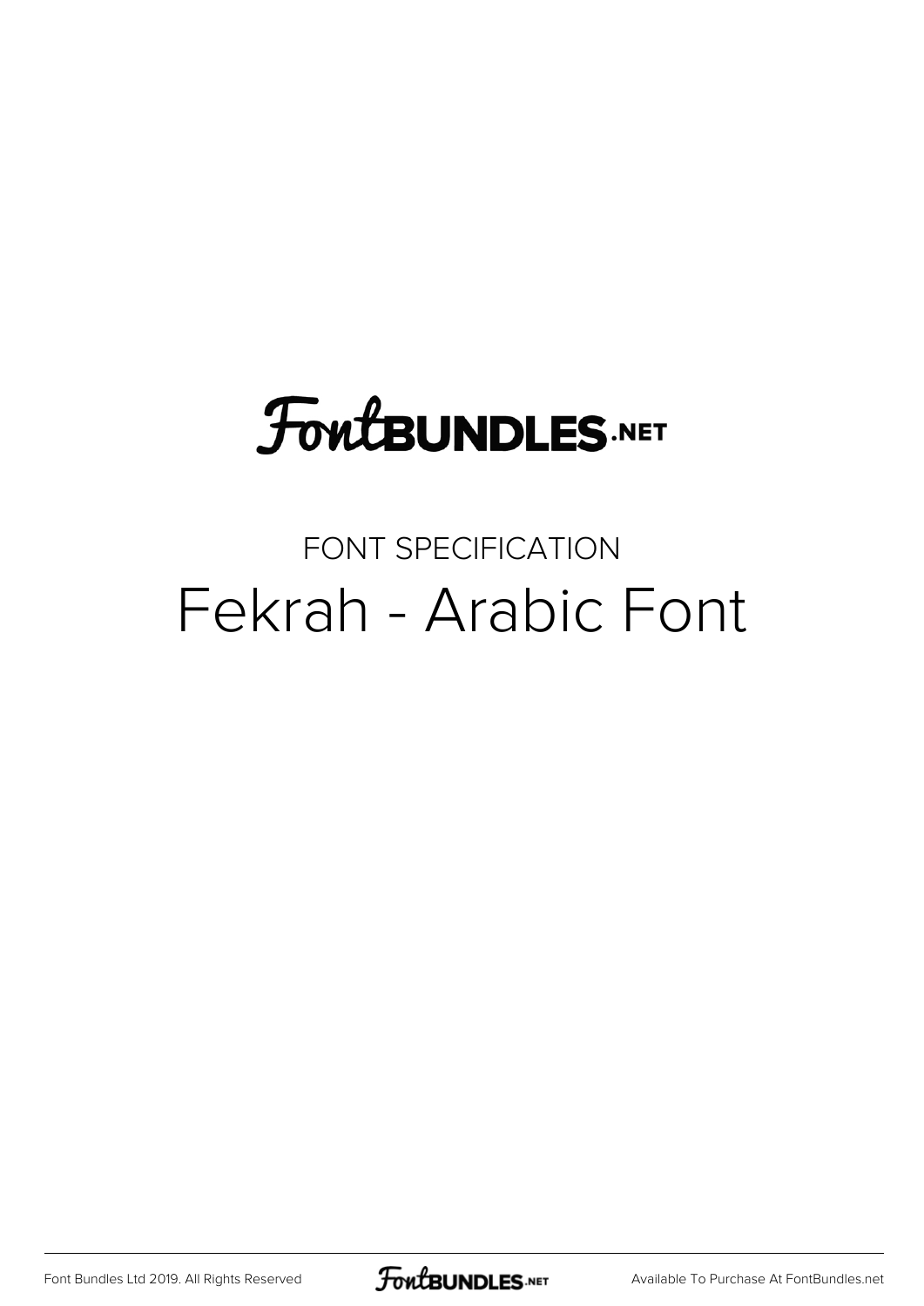# FontBUNDLES.NET

FONT SPECIFICATION

## Fekrah - Arabic Font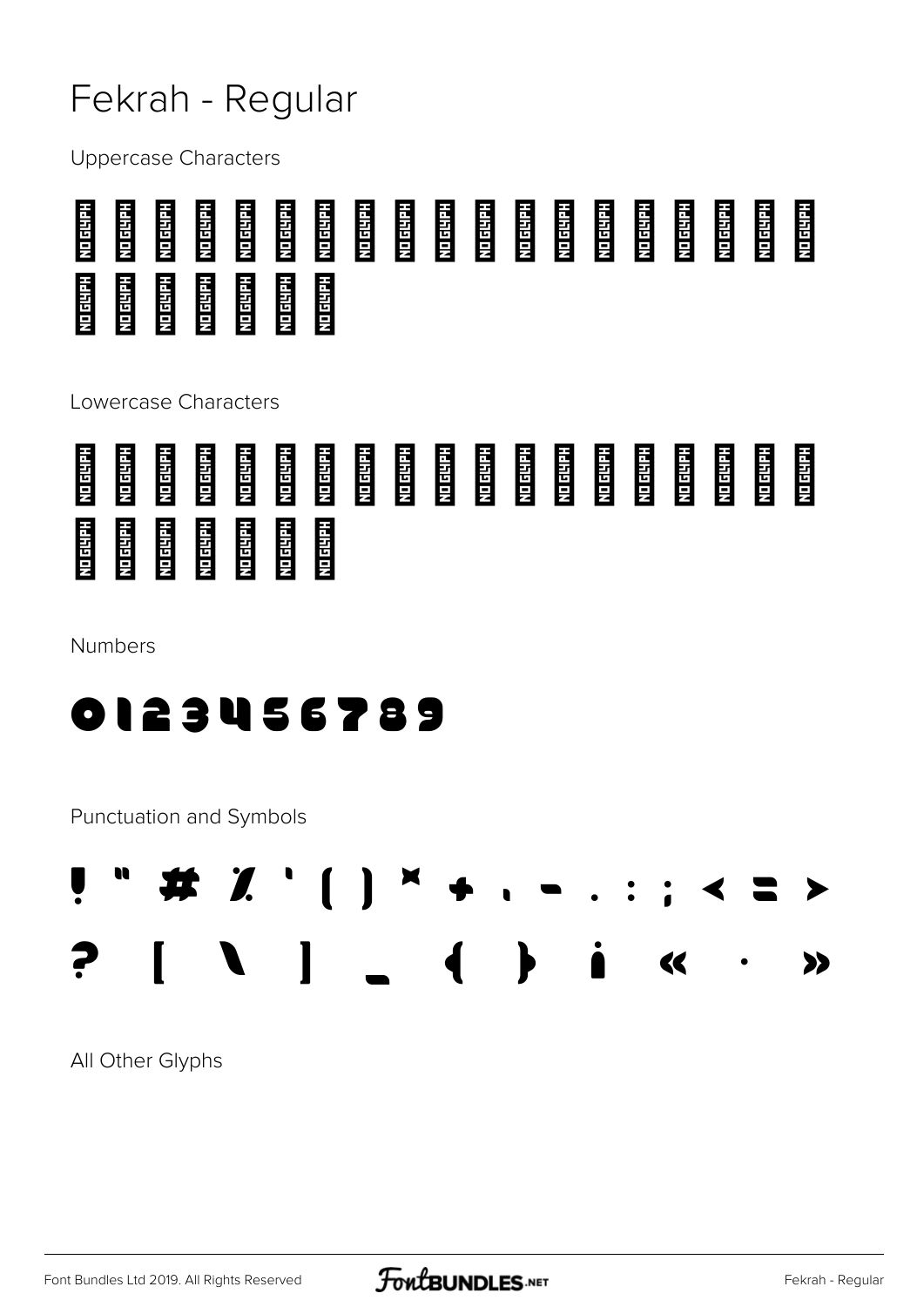# Fekrah - Regular

Uppercase Characters

NO GLYPH NO GLYPH NO GLYPH NO GLYPH NO GLYPH NO GLYPH NO GLYPH NO GLYPH NO GLYPH NO GLYPH NO GLYPH NO GLYPH NO GLYPH NO GLYPH NO GLYPH NO GLYPH NO GLYPH NO GLYPH NO GLYPH
NO GLYPH NO GLYPH NO GLYPH NO GLYPH NO GLYPH NO GLYPH NO GLYPH

Lowercase Characters

NO GLYPH NO GLYPH NO GLYPH NO GLYPH NO GLYPH NO GLYPH NO GLYPH NO GLYPH NO GLYPH NO GLYPH NO GLYPH NO GLYPH NO GLYPH NO GLYPH NO GLYPH NO GLYPH NO GLYPH NO GLYPH NO GLYPH
NO GLYPH NO GLYPH NO GLYPH NO GLYPH NO GLYPH NO GLYPH NO GLYPH

Numbers

0123456789

Punctuation and Symbols

! " # % ' ( ) * + , - . : ; < = >
? [ \ ] _ { } ¡ « · »

All Other Glyphs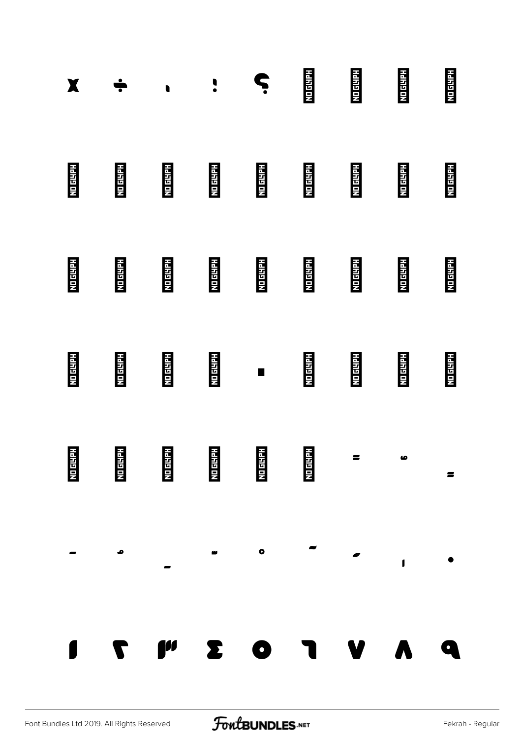x ÷ ، ؛ ؟ NO GLYPH NO GLYPH NO GLYPH NO GLYPH

NO GLYPH NO GLYPH NO GLYPH NO GLYPH NO GLYPH NO GLYPH NO GLYPH NO GLYPH NO GLYPH

NO GLYPH NO GLYPH NO GLYPH NO GLYPH NO GLYPH NO GLYPH NO GLYPH NO GLYPH NO GLYPH

NO GLYPH NO GLYPH NO GLYPH NO GLYPH ـ NO GLYPH NO GLYPH NO GLYPH NO GLYPH

NO GLYPH NO GLYPH NO GLYPH NO GLYPH NO GLYPH NO GLYPH ً ٌ ٍ

َ ُ ِ ّ ْ ٓ ٔ ٕ ٠

١ ٢ ٣ ٤ ٥ ٦ ٧ ٨ ٩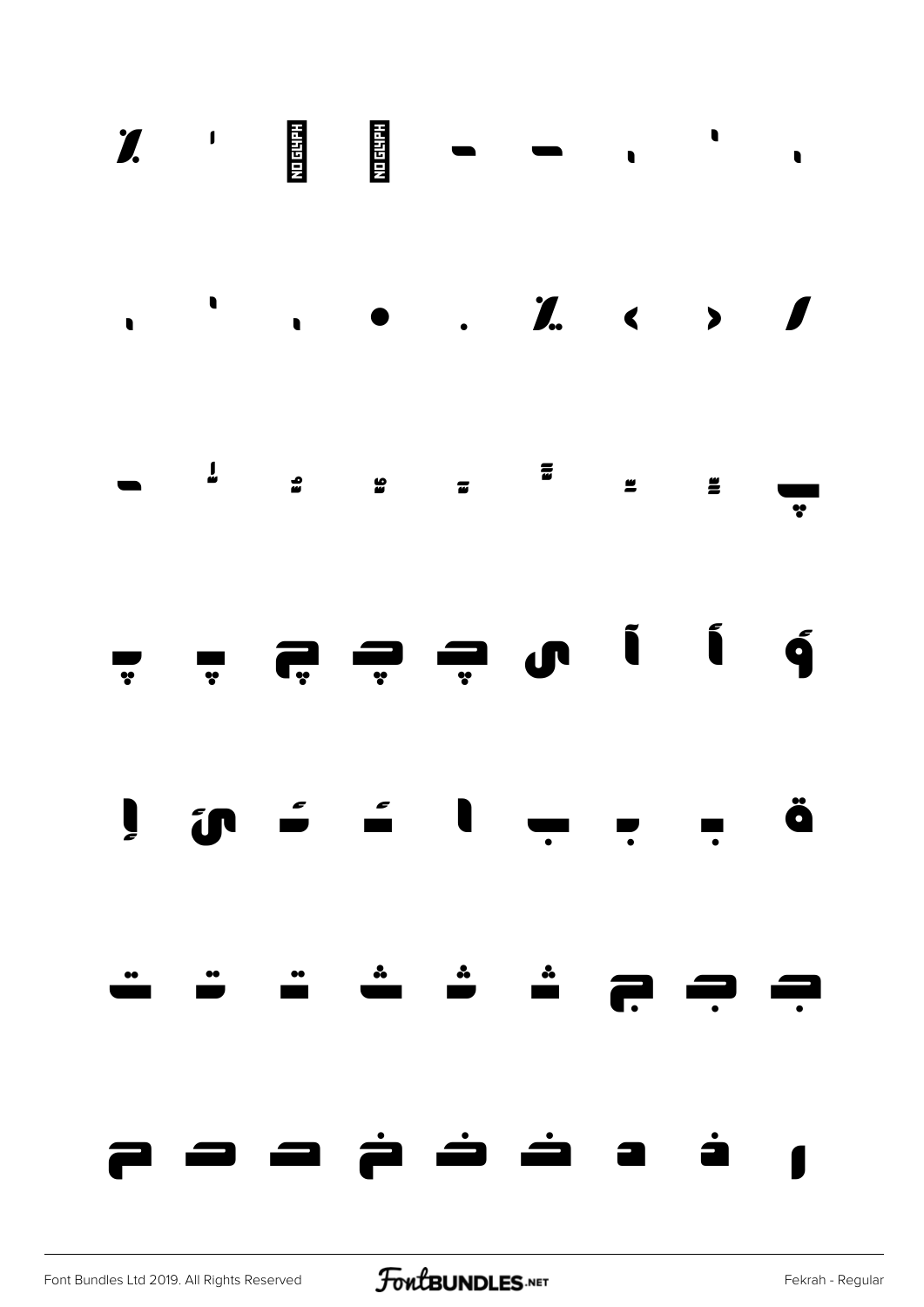٪ ، NO GLYPH NO GLYPH ـ ـ ، ، ،

، ، ، • . ٪ ‹ › /

ـ ٕ ٌ ٌ ً ّ ٌ ٌ پ

پ پ چ چ چ ں آ أ ؤ

إ ئ ـئ ئـ ا ب ب ب ة

ت ت ت ث ث ث ج ج ج

ح ح ح خ خ خ ـ خ د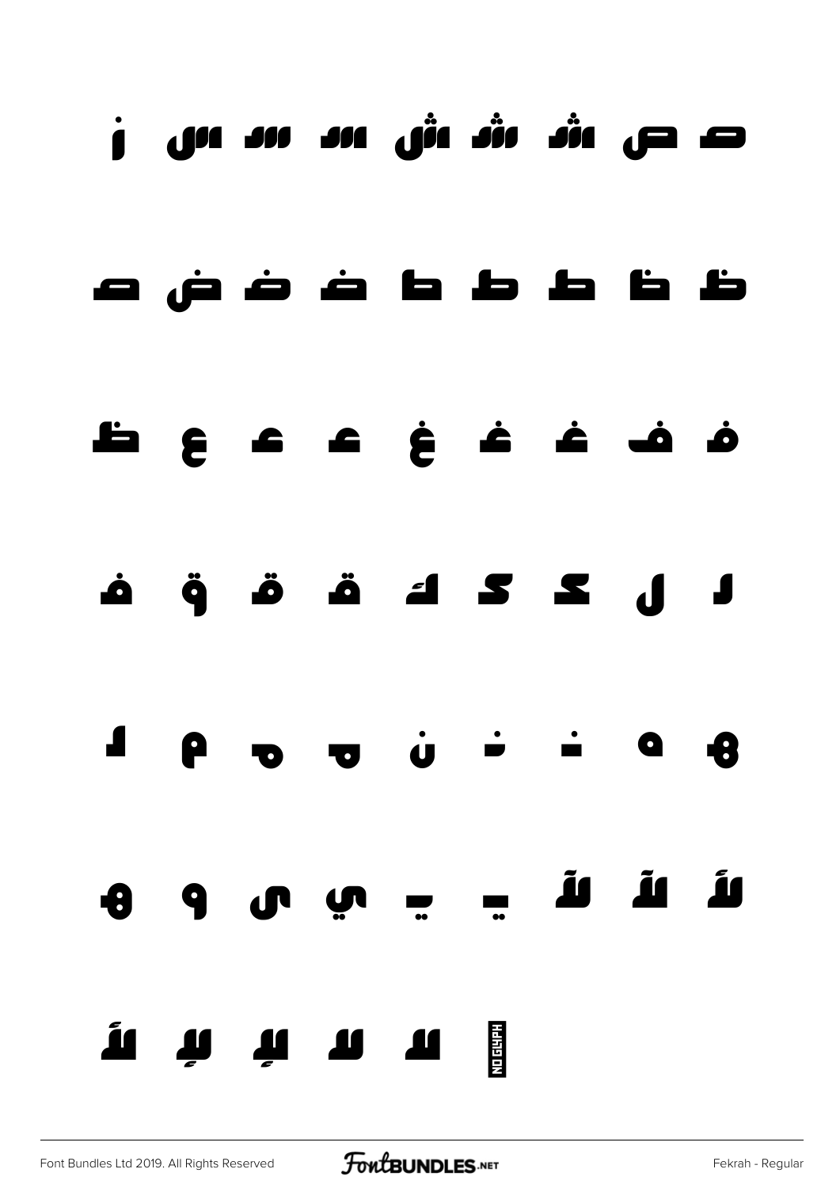ص ص ش ش ش س س س س ز

ظ ظ ط ط ط ط ض ض ض ص

ف ف غ غ غ غ ع ع ع ظ

ف ق ق ق ك ك ك ل ل

ه ه ة ن ن ن ه ه م ل

لأ لآ لآ لآ ي ي ي ى و ه

لأ لإ لإ لا لا NO GLYPH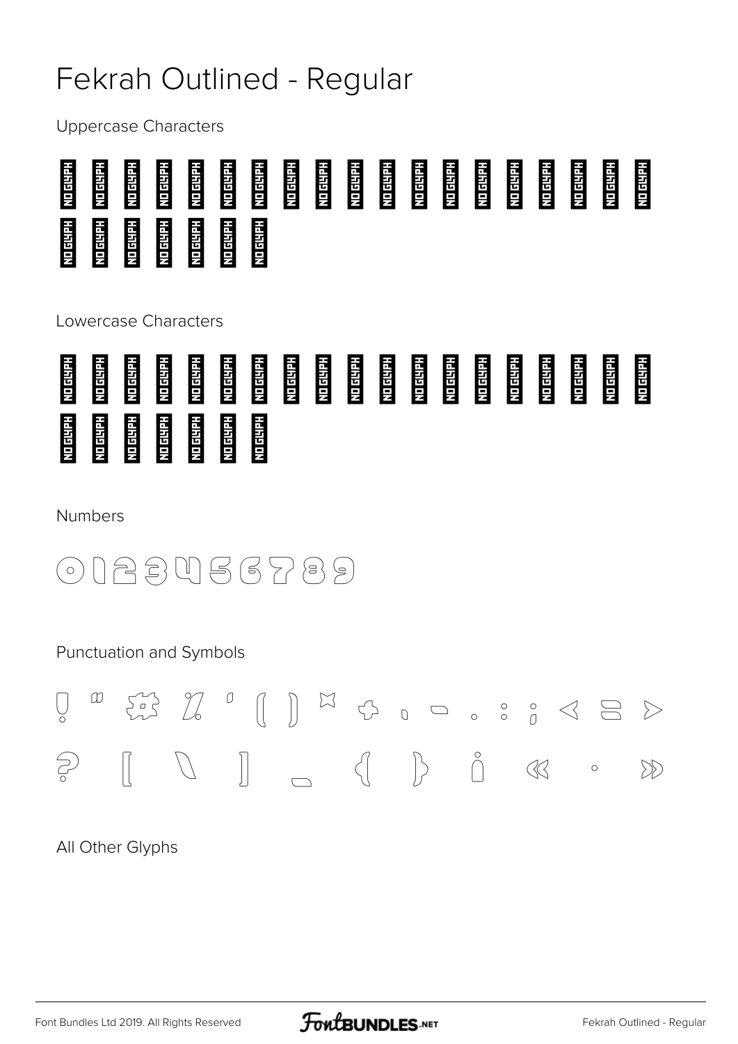# Fekrah Outlined - Regular

Uppercase Characters

NO GLYPH NO GLYPH NO GLYPH NO GLYPH NO GLYPH NO GLYPH NO GLYPH NO GLYPH NO GLYPH NO GLYPH NO GLYPH NO GLYPH NO GLYPH NO GLYPH NO GLYPH NO GLYPH NO GLYPH NO GLYPH NO GLYPH NO GLYPH NO GLYPH NO GLYPH NO GLYPH NO GLYPH NO GLYPH NO GLYPH

Lowercase Characters

NO GLYPH NO GLYPH NO GLYPH NO GLYPH NO GLYPH NO GLYPH NO GLYPH NO GLYPH NO GLYPH NO GLYPH NO GLYPH NO GLYPH NO GLYPH NO GLYPH NO GLYPH NO GLYPH NO GLYPH NO GLYPH NO GLYPH NO GLYPH NO GLYPH NO GLYPH NO GLYPH NO GLYPH NO GLYPH NO GLYPH

Numbers

0 1 2 3 4 5 6 7 8 9

Punctuation and Symbols

! " # % ' ( ) * + , - . : ; < = >

? [ \ ] _ { } ¡ « · »

All Other Glyphs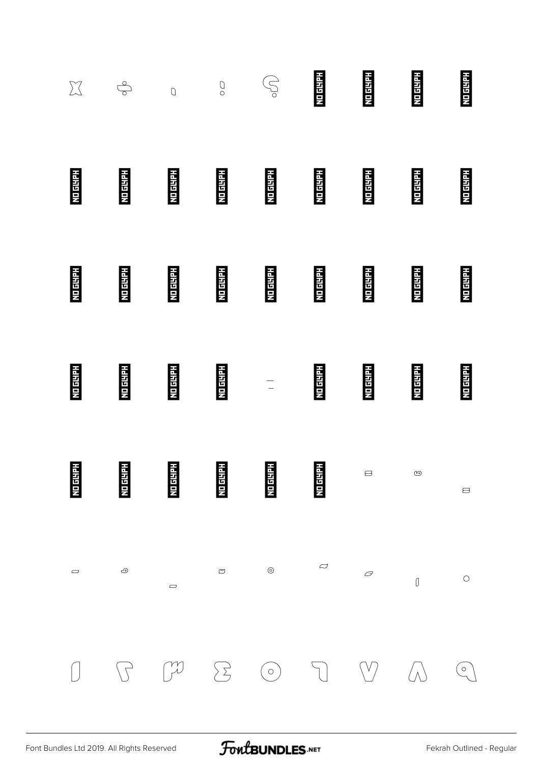NO GLYPH NO GLYPH NO GLYPH NO GLYPH

NO GLYPH NO GLYPH NO GLYPH NO GLYPH NO GLYPH NO GLYPH NO GLYPH NO GLYPH NO GLYPH

NO GLYPH NO GLYPH NO GLYPH NO GLYPH NO GLYPH NO GLYPH NO GLYPH NO GLYPH NO GLYPH

NO GLYPH NO GLYPH NO GLYPH NO GLYPH NO GLYPH NO GLYPH NO GLYPH NO GLYPH

NO GLYPH NO GLYPH NO GLYPH NO GLYPH NO GLYPH NO GLYPH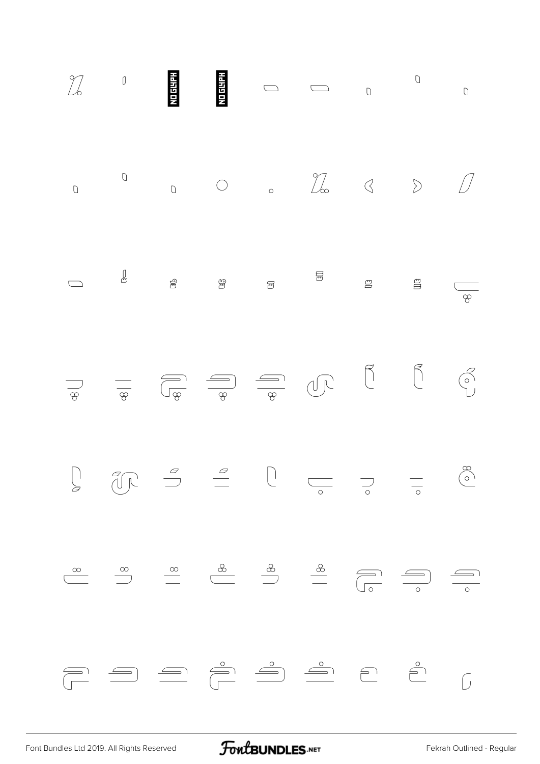NO GLYPH NO GLYPH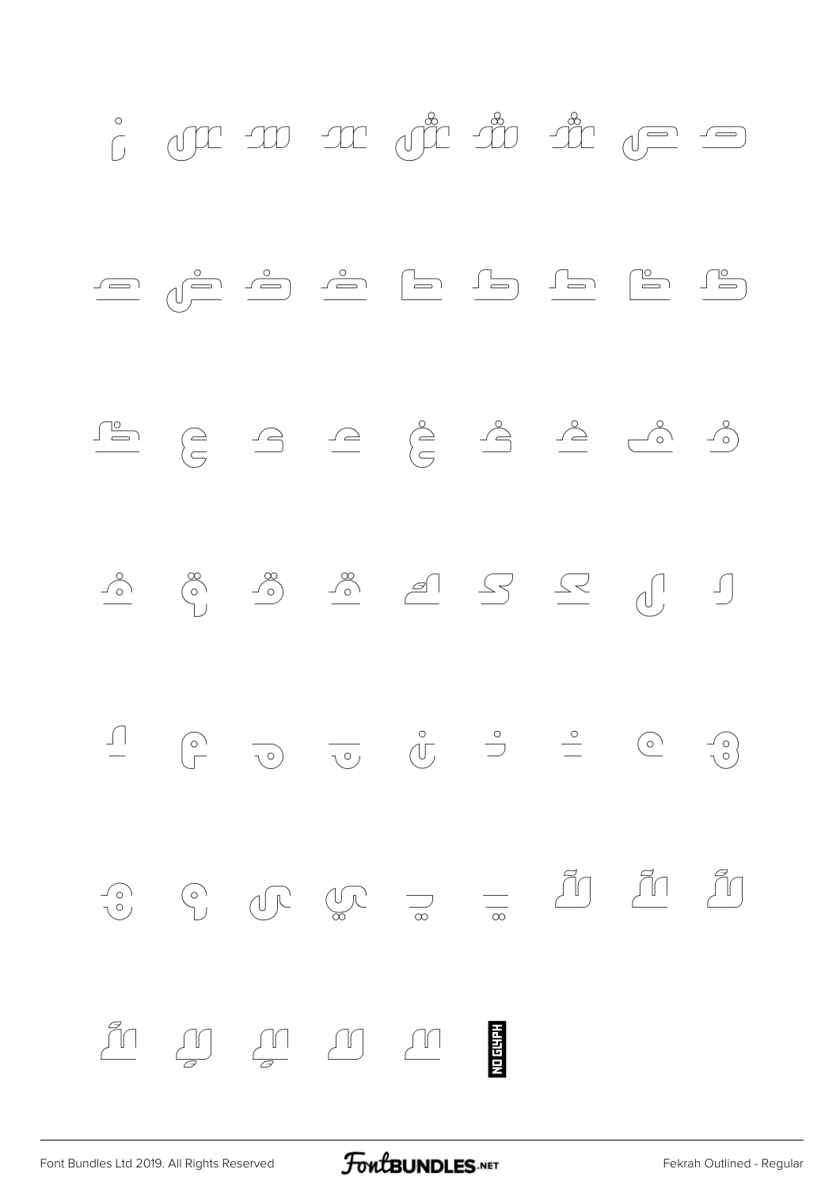NO GLYPH